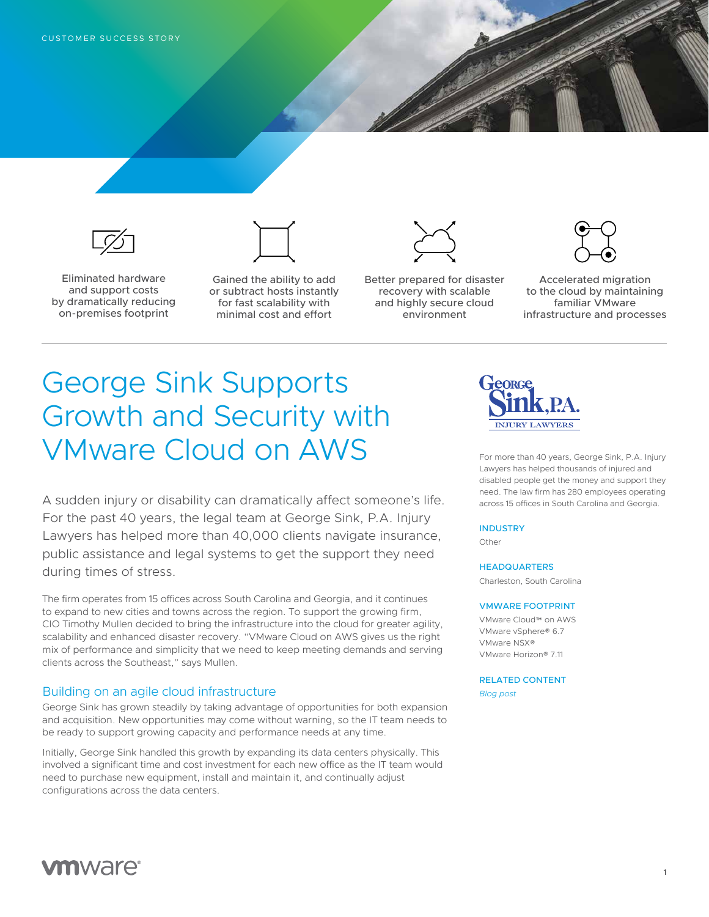CUSTOMER SUCCESS STORY

Eliminated hardware and support costs by dramatically reducing on-premises footprint

Gained the ability to add or subtract hosts instantly for fast scalability with minimal cost and effort

Better prepared for disaster recovery with scalable and highly secure cloud environment

Accelerated migration to the cloud by maintaining familiar VMware infrastructure and processes

# George Sink Supports Growth and Security with VMware Cloud on AWS

A sudden injury or disability can dramatically affect someone's life. For the past 40 years, the legal team at George Sink, P.A. Injury Lawyers has helped more than 40,000 clients navigate insurance, public assistance and legal systems to get the support they need during times of stress.

The firm operates from 15 offices across South Carolina and Georgia, and it continues to expand to new cities and towns across the region. To support the growing firm, CIO Timothy Mullen decided to bring the infrastructure into the cloud for greater agility, scalability and enhanced disaster recovery. "VMware Cloud on AWS gives us the right mix of performance and simplicity that we need to keep meeting demands and serving clients across the Southeast," says Mullen.

## Building on an agile cloud infrastructure

George Sink has grown steadily by taking advantage of opportunities for both expansion and acquisition. New opportunities may come without warning, so the IT team needs to be ready to support growing capacity and performance needs at any time.

Initially, George Sink handled this growth by expanding its data centers physically. This involved a significant time and cost investment for each new office as the IT team would need to purchase new equipment, install and maintain it, and continually adjust configurations across the data centers.

George Sink, P.A. Injury Lawyers

For more than 40 years, George Sink, P.A. Injury Lawyers has helped thousands of injured and disabled people get the money and support they need. The law firm has 280 employees operating across 15 offices in South Carolina and Georgia.

**INDUSTRY**

Other

**HEADQUARTERS**

Charleston, South Carolina

**VMWARE FOOTPRINT**

VMware Cloud™ on AWS
VMware vSphere® 6.7
VMware NSX®
VMware Horizon® 7.11

**RELATED CONTENT**

*Blog post*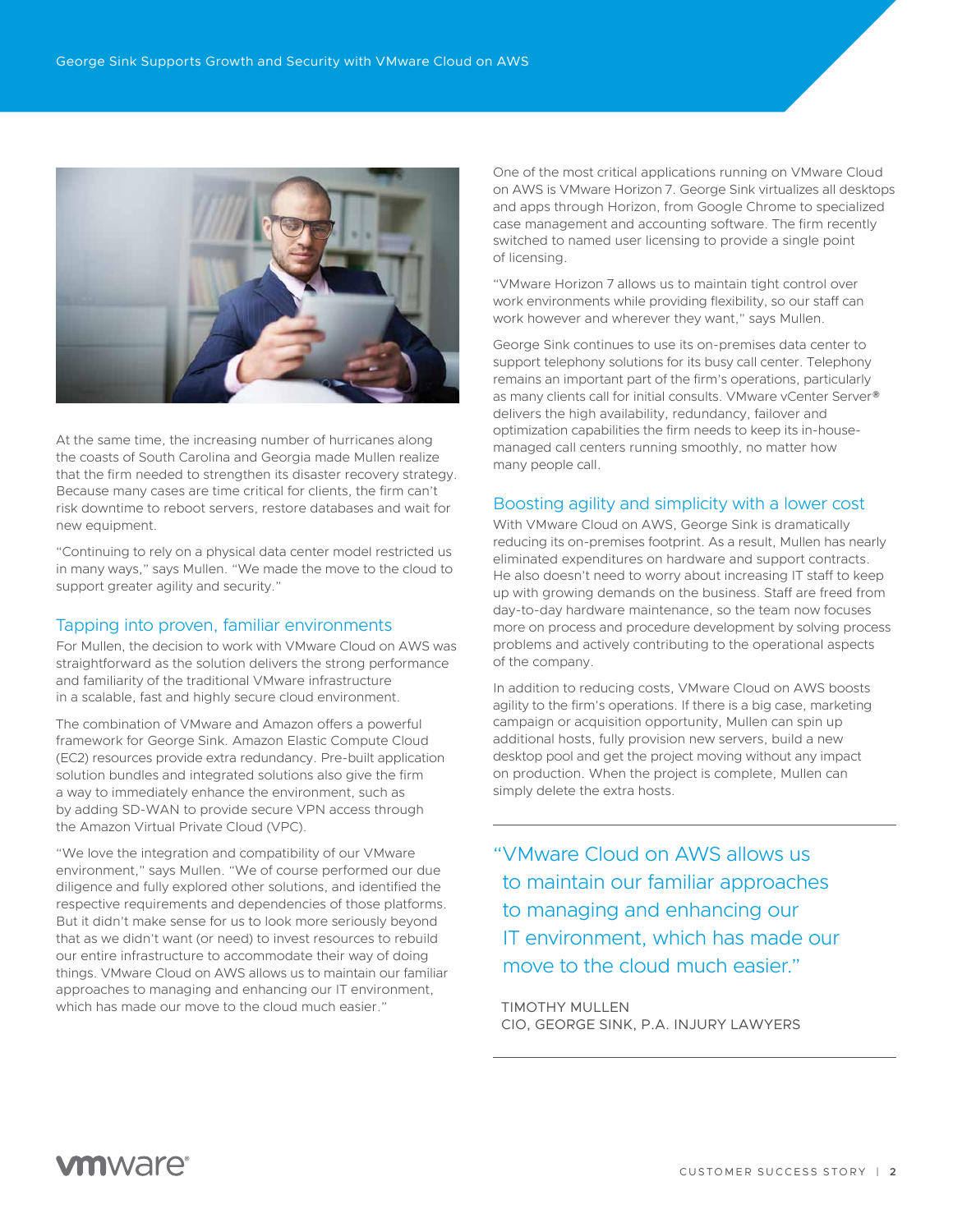At the same time, the increasing number of hurricanes along the coasts of South Carolina and Georgia made Mullen realize that the firm needed to strengthen its disaster recovery strategy. Because many cases are time critical for clients, the firm can't risk downtime to reboot servers, restore databases and wait for new equipment.

"Continuing to rely on a physical data center model restricted us in many ways," says Mullen. "We made the move to the cloud to support greater agility and security."

## Tapping into proven, familiar environments

For Mullen, the decision to work with VMware Cloud on AWS was straightforward as the solution delivers the strong performance and familiarity of the traditional VMware infrastructure in a scalable, fast and highly secure cloud environment.

The combination of VMware and Amazon offers a powerful framework for George Sink. Amazon Elastic Compute Cloud (EC2) resources provide extra redundancy. Pre-built application solution bundles and integrated solutions also give the firm a way to immediately enhance the environment, such as by adding SD-WAN to provide secure VPN access through the Amazon Virtual Private Cloud (VPC).

"We love the integration and compatibility of our VMware environment," says Mullen. "We of course performed our due diligence and fully explored other solutions, and identified the respective requirements and dependencies of those platforms. But it didn't make sense for us to look more seriously beyond that as we didn't want (or need) to invest resources to rebuild our entire infrastructure to accommodate their way of doing things. VMware Cloud on AWS allows us to maintain our familiar approaches to managing and enhancing our IT environment, which has made our move to the cloud much easier."

One of the most critical applications running on VMware Cloud on AWS is VMware Horizon 7. George Sink virtualizes all desktops and apps through Horizon, from Google Chrome to specialized case management and accounting software. The firm recently switched to named user licensing to provide a single point of licensing.

"VMware Horizon 7 allows us to maintain tight control over work environments while providing flexibility, so our staff can work however and wherever they want," says Mullen.

George Sink continues to use its on-premises data center to support telephony solutions for its busy call center. Telephony remains an important part of the firm's operations, particularly as many clients call for initial consults. VMware vCenter Server® delivers the high availability, redundancy, failover and optimization capabilities the firm needs to keep its in-house-managed call centers running smoothly, no matter how many people call.

## Boosting agility and simplicity with a lower cost

With VMware Cloud on AWS, George Sink is dramatically reducing its on-premises footprint. As a result, Mullen has nearly eliminated expenditures on hardware and support contracts. He also doesn't need to worry about increasing IT staff to keep up with growing demands on the business. Staff are freed from day-to-day hardware maintenance, so the team now focuses more on process and procedure development by solving process problems and actively contributing to the operational aspects of the company.

In addition to reducing costs, VMware Cloud on AWS boosts agility to the firm's operations. If there is a big case, marketing campaign or acquisition opportunity, Mullen can spin up additional hosts, fully provision new servers, build a new desktop pool and get the project moving without any impact on production. When the project is complete, Mullen can simply delete the extra hosts.

> "VMware Cloud on AWS allows us to maintain our familiar approaches to managing and enhancing our IT environment, which has made our move to the cloud much easier."
>
> TIMOTHY MULLEN
> CIO, GEORGE SINK, P.A. INJURY LAWYERS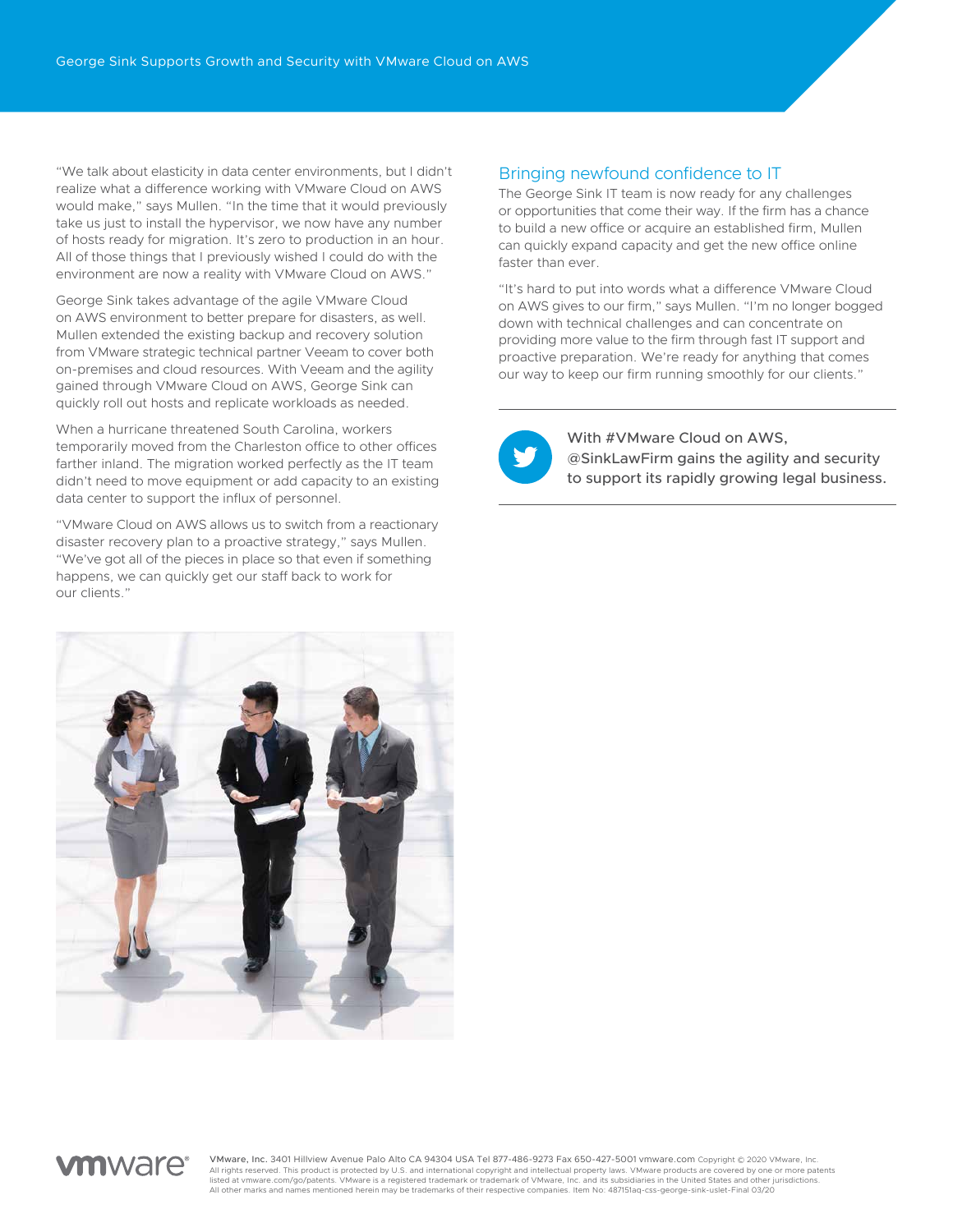"We talk about elasticity in data center environments, but I didn't realize what a difference working with VMware Cloud on AWS would make," says Mullen. "In the time that it would previously take us just to install the hypervisor, we now have any number of hosts ready for migration. It's zero to production in an hour. All of those things that I previously wished I could do with the environment are now a reality with VMware Cloud on AWS."

George Sink takes advantage of the agile VMware Cloud on AWS environment to better prepare for disasters, as well. Mullen extended the existing backup and recovery solution from VMware strategic technical partner Veeam to cover both on-premises and cloud resources. With Veeam and the agility gained through VMware Cloud on AWS, George Sink can quickly roll out hosts and replicate workloads as needed.

When a hurricane threatened South Carolina, workers temporarily moved from the Charleston office to other offices farther inland. The migration worked perfectly as the IT team didn't need to move equipment or add capacity to an existing data center to support the influx of personnel.

"VMware Cloud on AWS allows us to switch from a reactionary disaster recovery plan to a proactive strategy," says Mullen. "We've got all of the pieces in place so that even if something happens, we can quickly get our staff back to work for our clients."

## Bringing newfound confidence to IT

The George Sink IT team is now ready for any challenges or opportunities that come their way. If the firm has a chance to build a new office or acquire an established firm, Mullen can quickly expand capacity and get the new office online faster than ever.

"It's hard to put into words what a difference VMware Cloud on AWS gives to our firm," says Mullen. "I'm no longer bogged down with technical challenges and can concentrate on providing more value to the firm through fast IT support and proactive preparation. We're ready for anything that comes our way to keep our firm running smoothly for our clients."

---

With #VMware Cloud on AWS, @SinkLawFirm gains the agility and security to support its rapidly growing legal business.

---

**VMware, Inc.** 3401 Hillview Avenue Palo Alto CA 94304 USA Tel 877-486-9273 Fax 650-427-5001 vmware.com Copyright © 2020 VMware, Inc. All rights reserved. This product is protected by U.S. and international copyright and intellectual property laws. VMware products are covered by one or more patents listed at vmware.com/go/patents. VMware is a registered trademark or trademark of VMware, Inc. and its subsidiaries in the United States and other jurisdictions. All other marks and names mentioned herein may be trademarks of their respective companies. Item No: 487151aq-css-george-sink-uslet-Final 03/20